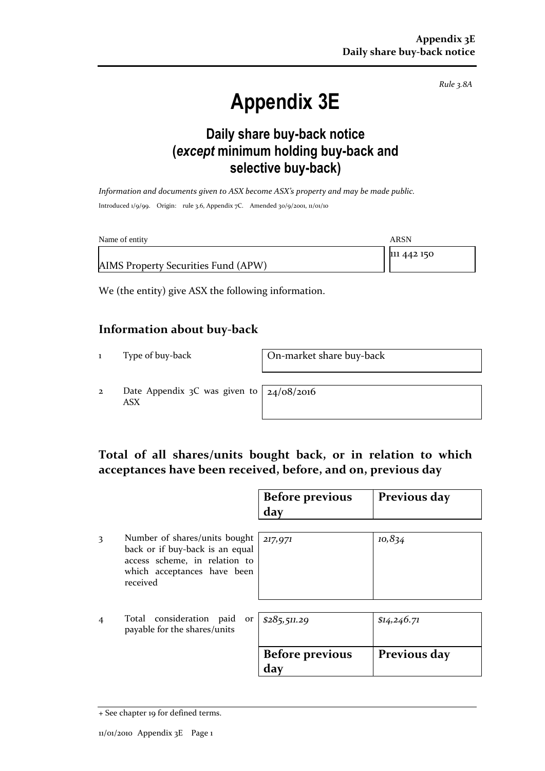*Rule 3.8A*

# Appendix 3E

## Daily share buy-back notice (*except* minimum holding buy-back and selective buy-back)

*Information and documents given to ASX become ASX's property and may be made public.*

Introduced 1/9/99. Origin: rule 3.6, Appendix 7C. Amended 30/9/2001, 11/01/10

| Name of entity | ARSN |
|---|---|
| AIMS Property Securities Fund (APW) | 111 442 150 |

We (the entity) give ASX the following information.

## Information about buy-back

| | | |
|---|---|---|
| 1 | Type of buy-back | On-market share buy-back |
| 2 | Date Appendix 3C was given to ASX | 24/08/2016 |

## Total of all shares/units bought back, or in relation to which acceptances have been received, before, and on, previous day

| | | Before previous day | Previous day |
|---|---|---|---|
| 3 | Number of shares/units bought back or if buy-back is an equal access scheme, in relation to which acceptances have been received | *217,971* | *10,834* |
| 4 | Total consideration paid or payable for the shares/units | *$285,511.29* | *$14,246.71* |
| | | **Before previous day** | **Previous day** |

+ See chapter 19 for defined terms.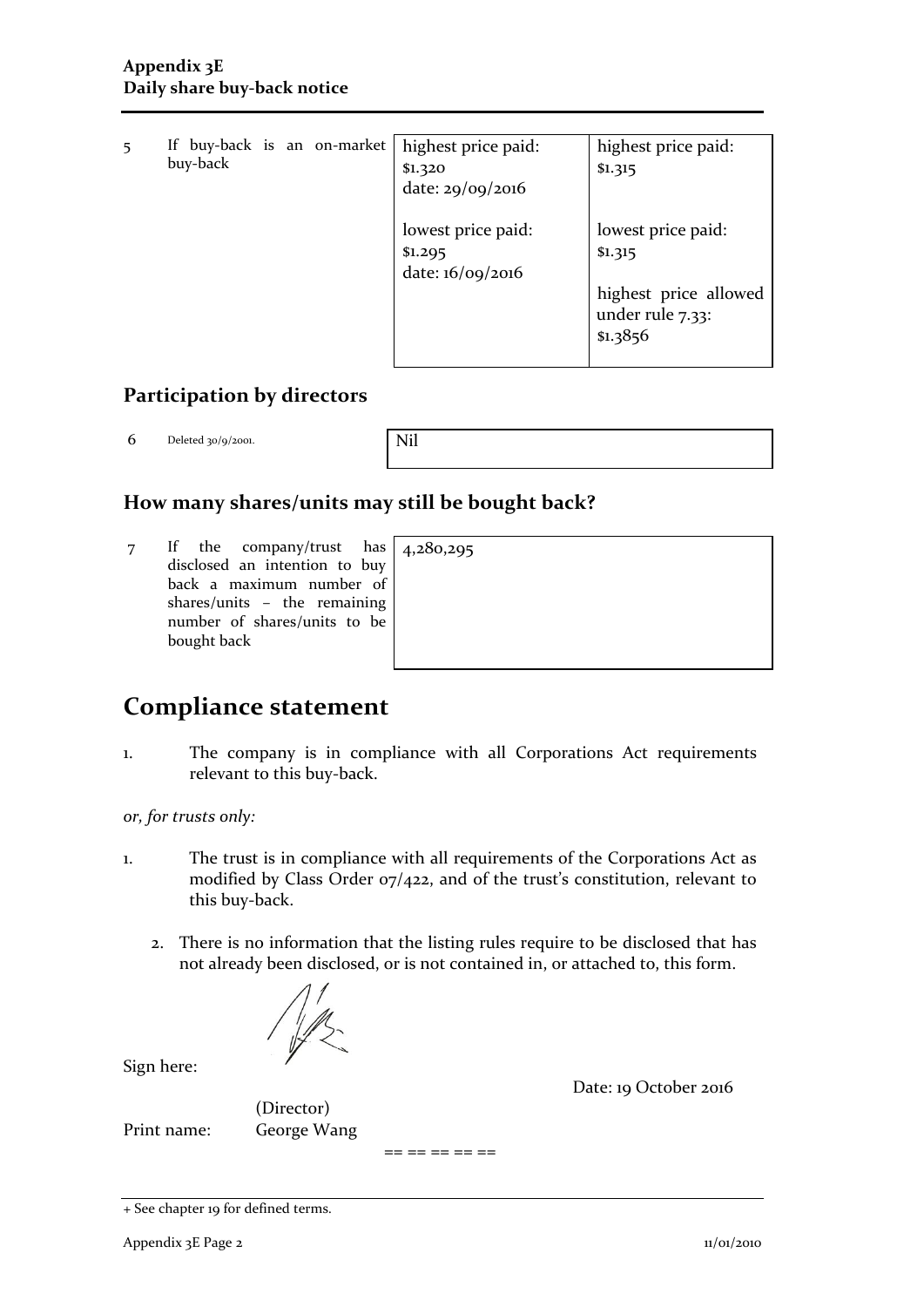| | | | |
|---|---|---|---|
| 5 | If buy-back is an on-market buy-back | highest price paid: $1.320<br>date: 29/09/2016<br><br>lowest price paid: $1.295<br>date: 16/09/2016 | highest price paid: $1.315<br><br>lowest price paid: $1.315<br><br>highest price allowed under rule 7.33: $1.3856 |

## Participation by directors

| | | |
|---|---|---|
| 6 | Deleted 30/9/2001. | Nil |

## How many shares/units may still be bought back?

| | | |
|---|---|---|
| 7 | If the company/trust has disclosed an intention to buy back a maximum number of shares/units – the remaining number of shares/units to be bought back | 4,280,295 |

# Compliance statement

1. The company is in compliance with all Corporations Act requirements relevant to this buy-back.

*or, for trusts only:*

1. The trust is in compliance with all requirements of the Corporations Act as modified by Class Order 07/422, and of the trust's constitution, relevant to this buy-back.

2. There is no information that the listing rules require to be disclosed that has not already been disclosed, or is not contained in, or attached to, this form.

Sign here: (Director)

Date: 19 October 2016

Print name: George Wang

== == == == ==

+ See chapter 19 for defined terms.